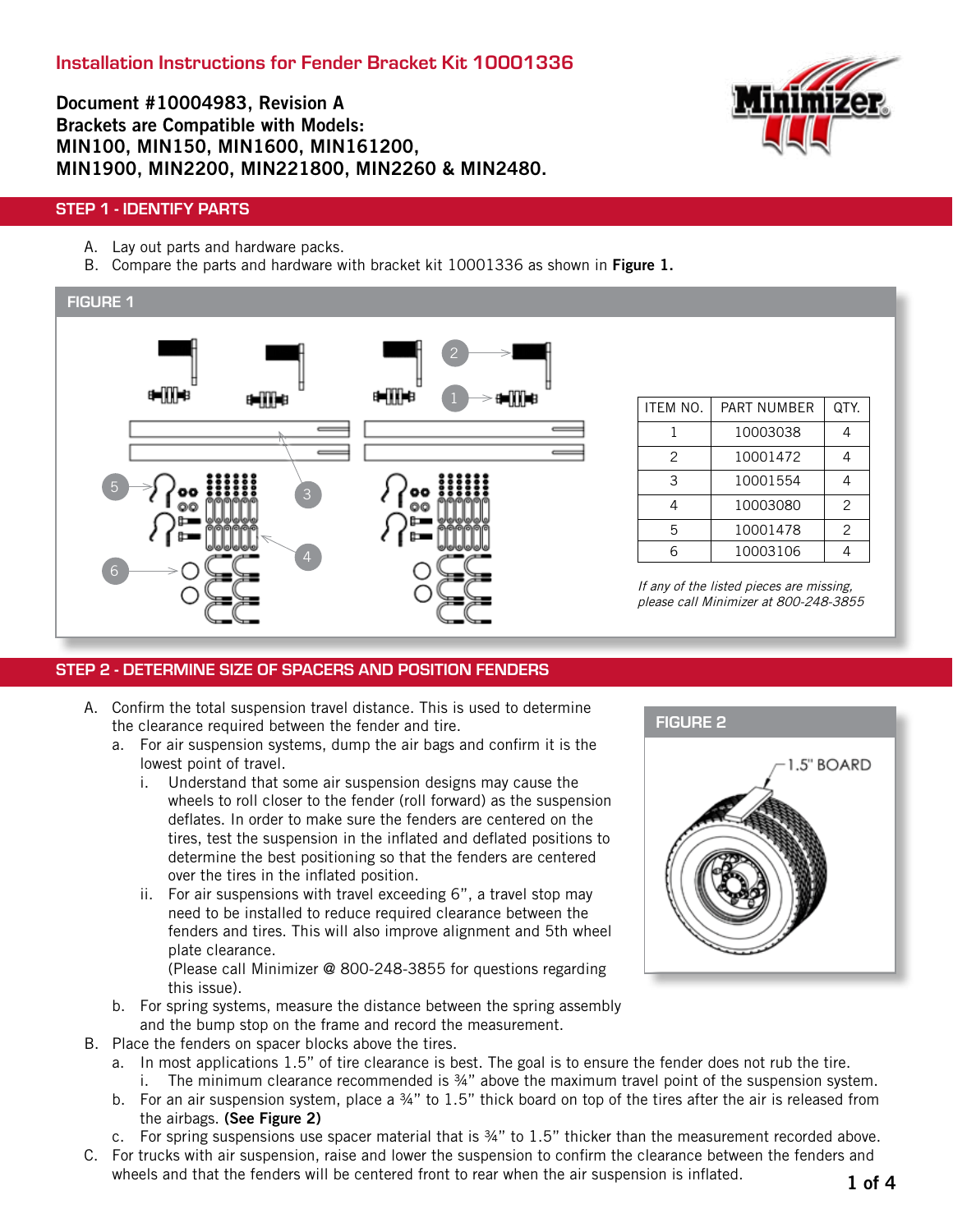# Installation Instructions for Fender Bracket Kit 10001336

**Document #10004983, Revision A**
**Brackets are Compatible with Models:**
**MIN100, MIN150, MIN1600, MIN161200,**
**MIN1900, MIN2200, MIN221800, MIN2260 & MIN2480.**

## STEP 1 - IDENTIFY PARTS

A. Lay out parts and hardware packs.
B. Compare the parts and hardware with bracket kit 10001336 as shown in **Figure 1.**

FIGURE 1

| ITEM NO. | PART NUMBER | QTY. |
|---|---|---|
| 1 | 10003038 | 4 |
| 2 | 10001472 | 4 |
| 3 | 10001554 | 4 |
| 4 | 10003080 | 2 |
| 5 | 10001478 | 2 |
| 6 | 10003106 | 4 |

*If any of the listed pieces are missing, please call Minimizer at 800-248-3855*

## STEP 2 - DETERMINE SIZE OF SPACERS AND POSITION FENDERS

A. Confirm the total suspension travel distance. This is used to determine the clearance required between the fender and tire.
   a. For air suspension systems, dump the air bags and confirm it is the lowest point of travel.
      i. Understand that some air suspension designs may cause the wheels to roll closer to the fender (roll forward) as the suspension deflates. In order to make sure the fenders are centered on the tires, test the suspension in the inflated and deflated positions to determine the best positioning so that the fenders are centered over the tires in the inflated position.
      ii. For air suspensions with travel exceeding 6”, a travel stop may need to be installed to reduce required clearance between the fenders and tires. This will also improve alignment and 5th wheel plate clearance.
      (Please call Minimizer @ 800-248-3855 for questions regarding this issue).
   b. For spring systems, measure the distance between the spring assembly and the bump stop on the frame and record the measurement.

B. Place the fenders on spacer blocks above the tires.
   a. In most applications 1.5” of tire clearance is best. The goal is to ensure the fender does not rub the tire.
      i. The minimum clearance recommended is ¾” above the maximum travel point of the suspension system.
   b. For an air suspension system, place a ¾” to 1.5” thick board on top of the tires after the air is released from the airbags. **(See Figure 2)**
   c. For spring suspensions use spacer material that is ¾” to 1.5” thicker than the measurement recorded above.

C. For trucks with air suspension, raise and lower the suspension to confirm the clearance between the fenders and wheels and that the fenders will be centered front to rear when the air suspension is inflated.

FIGURE 2

1.5" BOARD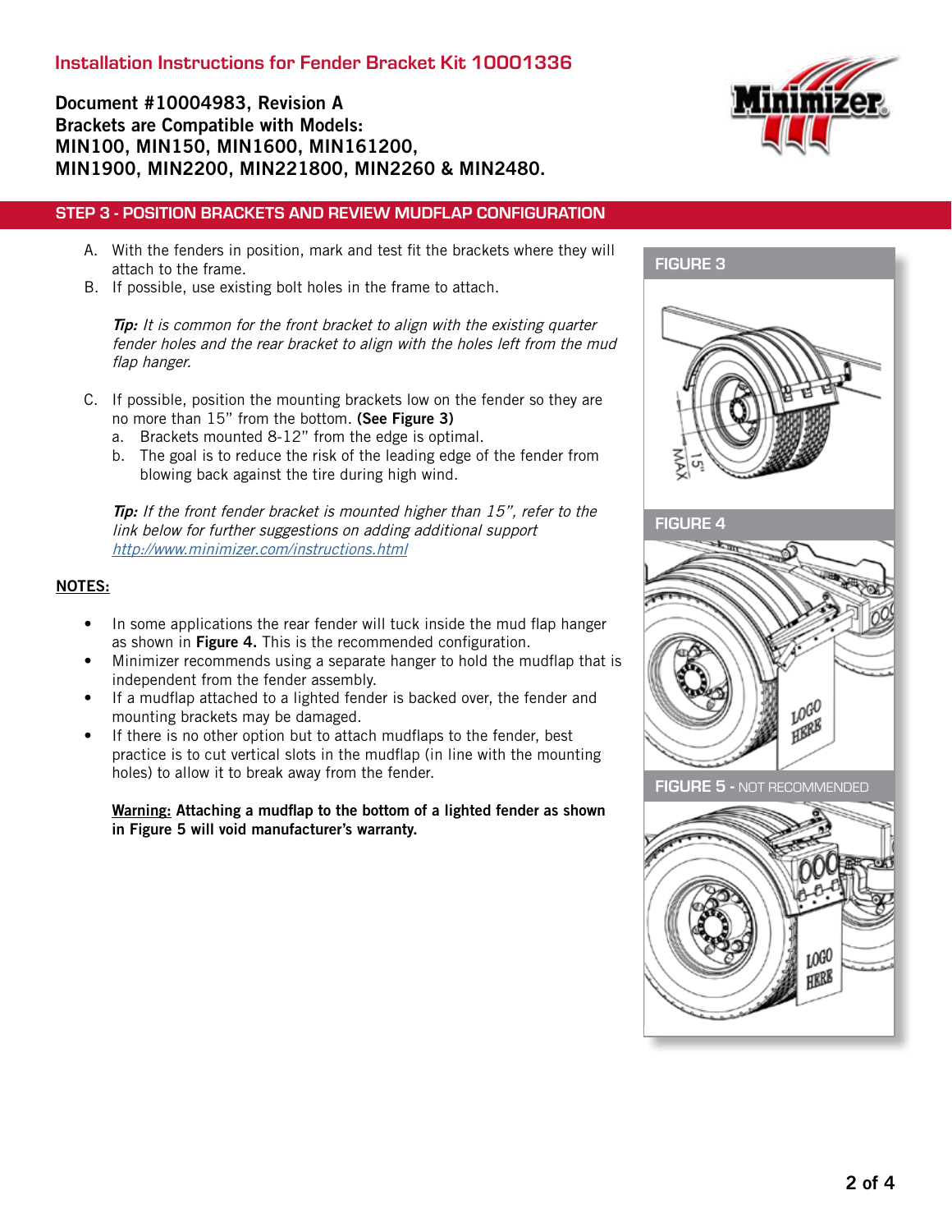# Installation Instructions for Fender Bracket Kit 10001336

**Document #10004983, Revision A**
**Brackets are Compatible with Models:**
**MIN100, MIN150, MIN1600, MIN161200,**
**MIN1900, MIN2200, MIN221800, MIN2260 & MIN2480.**

## STEP 3 - POSITION BRACKETS AND REVIEW MUDFLAP CONFIGURATION

A. With the fenders in position, mark and test fit the brackets where they will attach to the frame.
B. If possible, use existing bolt holes in the frame to attach.

*__Tip:__ It is common for the front bracket to align with the existing quarter fender holes and the rear bracket to align with the holes left from the mud flap hanger.*

C. If possible, position the mounting brackets low on the fender so they are no more than 15” from the bottom. **(See Figure 3)**
  a. Brackets mounted 8-12” from the edge is optimal.
  b. The goal is to reduce the risk of the leading edge of the fender from blowing back against the tire during high wind.

*__Tip:__ If the front fender bracket is mounted higher than 15”, refer to the link below for further suggestions on adding additional support* http://www.minimizer.com/instructions.html

**NOTES:**

- In some applications the rear fender will tuck inside the mud flap hanger as shown in **Figure 4.** This is the recommended configuration.
- Minimizer recommends using a separate hanger to hold the mudflap that is independent from the fender assembly.
- If a mudflap attached to a lighted fender is backed over, the fender and mounting brackets may be damaged.
- If there is no other option but to attach mudflaps to the fender, best practice is to cut vertical slots in the mudflap (in line with the mounting holes) to allow it to break away from the fender.

**Warning:** **Attaching a mudflap to the bottom of a lighted fender as shown in Figure 5 will void manufacturer’s warranty.**

FIGURE 3

15" MAX

FIGURE 4

FIGURE 5 - NOT RECOMMENDED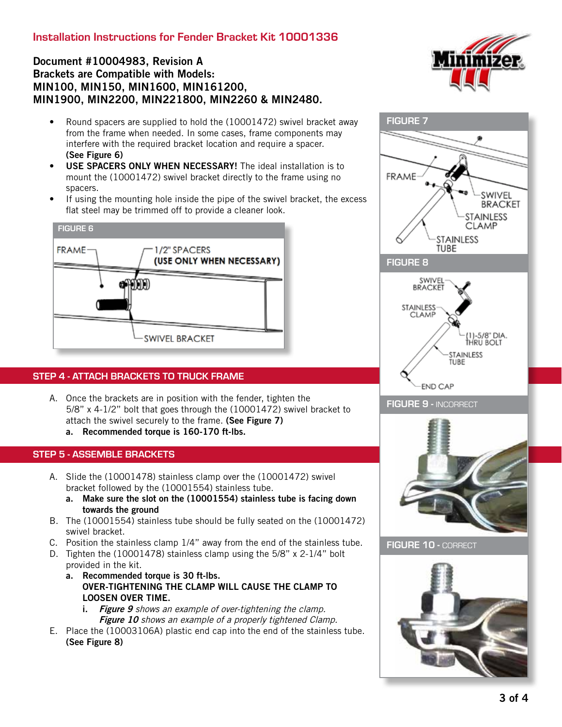## Installation Instructions for Fender Bracket Kit 10001336

**Document #10004983, Revision A**
**Brackets are Compatible with Models:**
**MIN100, MIN150, MIN1600, MIN161200,**
**MIN1900, MIN2200, MIN221800, MIN2260 & MIN2480.**

- Round spacers are supplied to hold the (10001472) swivel bracket away from the frame when needed. In some cases, frame components may interfere with the required bracket location and require a spacer. **(See Figure 6)**
- **USE SPACERS ONLY WHEN NECESSARY!** The ideal installation is to mount the (10001472) swivel bracket directly to the frame using no spacers.
- If using the mounting hole inside the pipe of the swivel bracket, the excess flat steel may be trimmed off to provide a cleaner look.

FIGURE 6

FRAME — 1/2" SPACERS **(USE ONLY WHEN NECESSARY)** — SWIVEL BRACKET

## STEP 4 - ATTACH BRACKETS TO TRUCK FRAME

A. Once the brackets are in position with the fender, tighten the 5/8" x 4-1/2" bolt that goes through the (10001472) swivel bracket to attach the swivel securely to the frame. **(See Figure 7)**
   a. **Recommended torque is 160-170 ft-lbs.**

## STEP 5 - ASSEMBLE BRACKETS

A. Slide the (10001478) stainless clamp over the (10001472) swivel bracket followed by the (10001554) stainless tube.
   a. **Make sure the slot on the (10001554) stainless tube is facing down towards the ground**
B. The (10001554) stainless tube should be fully seated on the (10001472) swivel bracket.
C. Position the stainless clamp 1/4" away from the end of the stainless tube.
D. Tighten the (10001478) stainless clamp using the 5/8" x 2-1/4" bolt provided in the kit.
   a. **Recommended torque is 30 ft-lbs.**
   **OVER-TIGHTENING THE CLAMP WILL CAUSE THE CLAMP TO LOOSEN OVER TIME.**
      i. ***Figure 9*** *shows an example of over-tightening the clamp.*
      ***Figure 10*** *shows an example of a properly tightened Clamp.*
E. Place the (10003106A) plastic end cap into the end of the stainless tube. **(See Figure 8)**

FIGURE 7

FRAME — SWIVEL BRACKET — STAINLESS CLAMP — STAINLESS TUBE

FIGURE 8

SWIVEL BRACKET — STAINLESS CLAMP — (1)-5/8" DIA. THRU BOLT — STAINLESS TUBE — END CAP

FIGURE 9 - INCORRECT

FIGURE 10 - CORRECT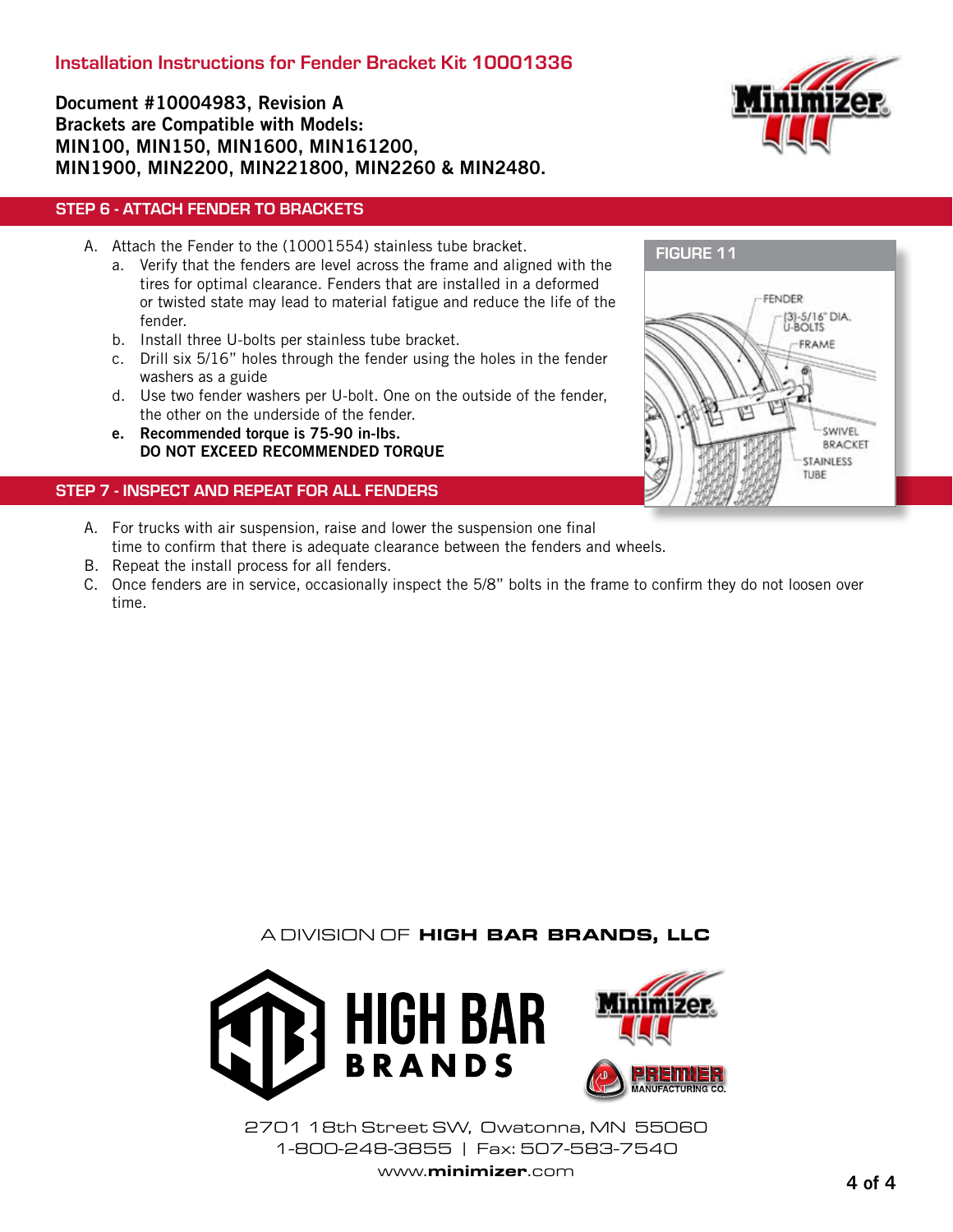Installation Instructions for Fender Bracket Kit 10001336

**Document #10004983, Revision A**
**Brackets are Compatible with Models:**
**MIN100, MIN150, MIN1600, MIN161200,**
**MIN1900, MIN2200, MIN221800, MIN2260 & MIN2480.**

## STEP 6 - ATTACH FENDER TO BRACKETS

A. Attach the Fender to the (10001554) stainless tube bracket.
   a. Verify that the fenders are level across the frame and aligned with the tires for optimal clearance. Fenders that are installed in a deformed or twisted state may lead to material fatigue and reduce the life of the fender.
   b. Install three U-bolts per stainless tube bracket.
   c. Drill six 5/16" holes through the fender using the holes in the fender washers as a guide
   d. Use two fender washers per U-bolt. One on the outside of the fender, the other on the underside of the fender.
   **e. Recommended torque is 75-90 in-lbs.**
   **DO NOT EXCEED RECOMMENDED TORQUE**

FIGURE 11

FENDER
(3)-5/16" DIA. U-BOLTS
FRAME
SWIVEL BRACKET
STAINLESS TUBE

## STEP 7 - INSPECT AND REPEAT FOR ALL FENDERS

A. For trucks with air suspension, raise and lower the suspension one final time to confirm that there is adequate clearance between the fenders and wheels.
B. Repeat the install process for all fenders.
C. Once fenders are in service, occasionally inspect the 5/8" bolts in the frame to confirm they do not loosen over time.

A DIVISION OF **HIGH BAR BRANDS, LLC**

2701 18th Street SW, Owatonna, MN 55060
1-800-248-3855 | Fax: 507-583-7540
www.**minimizer**.com